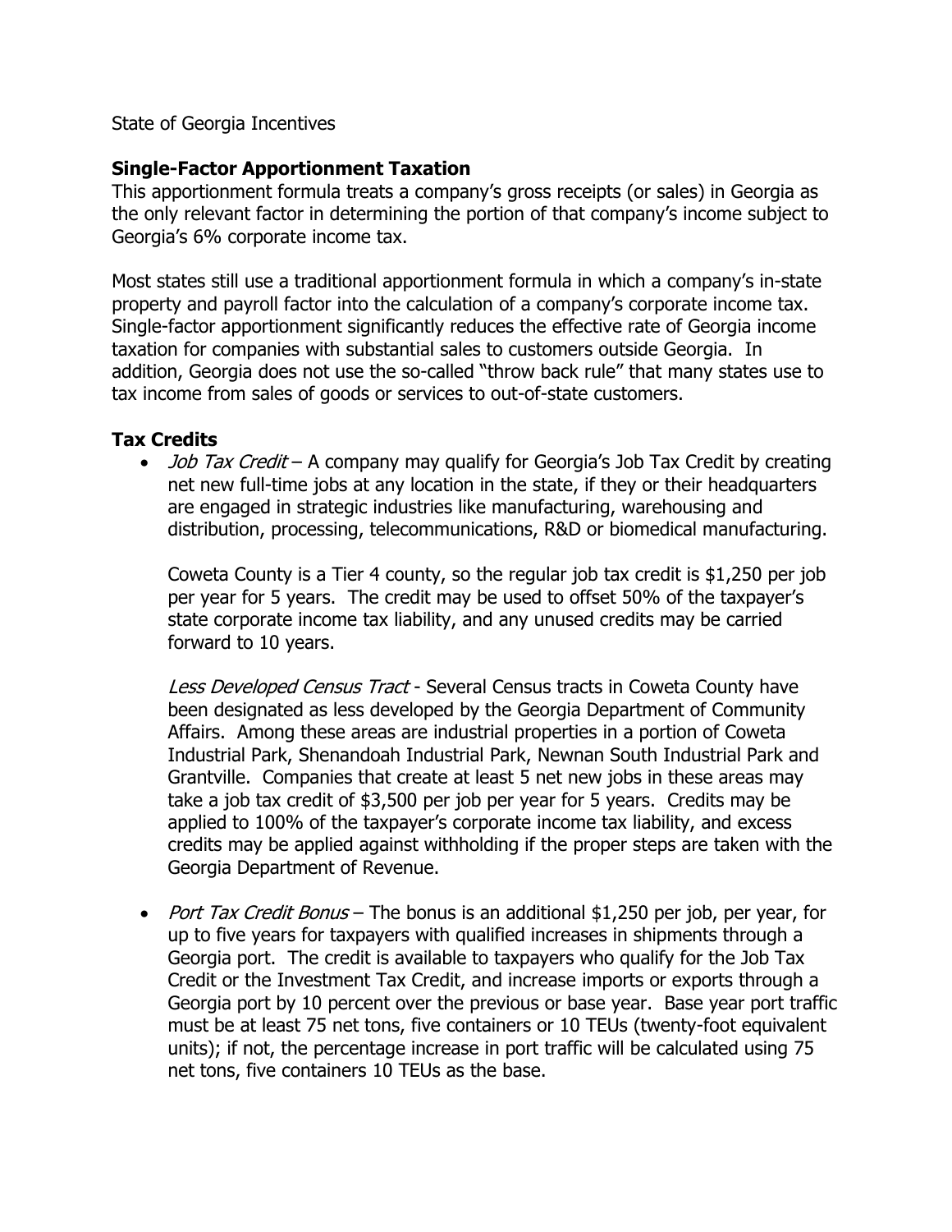State of Georgia Incentives

## Single-Factor Apportionment Taxation

This apportionment formula treats a company's gross receipts (or sales) in Georgia as the only relevant factor in determining the portion of that company's income subject to Georgia's 6% corporate income tax.

Most states still use a traditional apportionment formula in which a company's in-state property and payroll factor into the calculation of a company's corporate income tax. Single-factor apportionment significantly reduces the effective rate of Georgia income taxation for companies with substantial sales to customers outside Georgia. In addition, Georgia does not use the so-called "throw back rule" that many states use to tax income from sales of goods or services to out-of-state customers.

## Tax Credits

- *Job Tax Credit* – A company may qualify for Georgia's Job Tax Credit by creating net new full-time jobs at any location in the state, if they or their headquarters are engaged in strategic industries like manufacturing, warehousing and distribution, processing, telecommunications, R&D or biomedical manufacturing.

  Coweta County is a Tier 4 county, so the regular job tax credit is $1,250 per job per year for 5 years. The credit may be used to offset 50% of the taxpayer's state corporate income tax liability, and any unused credits may be carried forward to 10 years.

  *Less Developed Census Tract* - Several Census tracts in Coweta County have been designated as less developed by the Georgia Department of Community Affairs. Among these areas are industrial properties in a portion of Coweta Industrial Park, Shenandoah Industrial Park, Newnan South Industrial Park and Grantville. Companies that create at least 5 net new jobs in these areas may take a job tax credit of $3,500 per job per year for 5 years. Credits may be applied to 100% of the taxpayer's corporate income tax liability, and excess credits may be applied against withholding if the proper steps are taken with the Georgia Department of Revenue.

- *Port Tax Credit Bonus* – The bonus is an additional $1,250 per job, per year, for up to five years for taxpayers with qualified increases in shipments through a Georgia port. The credit is available to taxpayers who qualify for the Job Tax Credit or the Investment Tax Credit, and increase imports or exports through a Georgia port by 10 percent over the previous or base year. Base year port traffic must be at least 75 net tons, five containers or 10 TEUs (twenty-foot equivalent units); if not, the percentage increase in port traffic will be calculated using 75 net tons, five containers 10 TEUs as the base.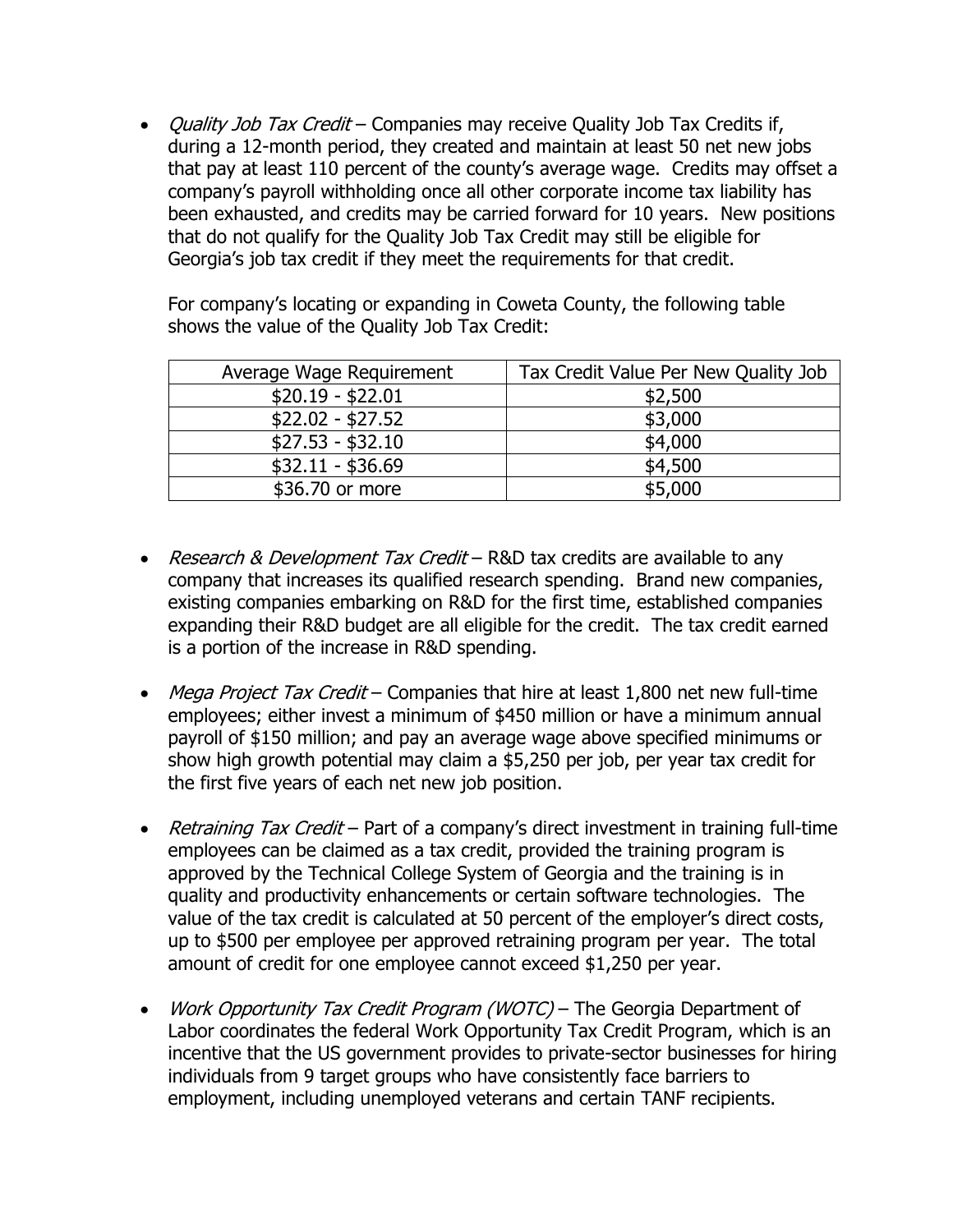- *Quality Job Tax Credit* – Companies may receive Quality Job Tax Credits if, during a 12-month period, they created and maintain at least 50 net new jobs that pay at least 110 percent of the county's average wage. Credits may offset a company's payroll withholding once all other corporate income tax liability has been exhausted, and credits may be carried forward for 10 years. New positions that do not qualify for the Quality Job Tax Credit may still be eligible for Georgia's job tax credit if they meet the requirements for that credit.

  For company's locating or expanding in Coweta County, the following table shows the value of the Quality Job Tax Credit:

  | Average Wage Requirement | Tax Credit Value Per New Quality Job |
  | --- | --- |
  | $20.19 - $22.01 | $2,500 |
  | $22.02 - $27.52 | $3,000 |
  | $27.53 - $32.10 | $4,000 |
  | $32.11 - $36.69 | $4,500 |
  | $36.70 or more | $5,000 |

- *Research & Development Tax Credit* – R&D tax credits are available to any company that increases its qualified research spending. Brand new companies, existing companies embarking on R&D for the first time, established companies expanding their R&D budget are all eligible for the credit. The tax credit earned is a portion of the increase in R&D spending.

- *Mega Project Tax Credit* – Companies that hire at least 1,800 net new full-time employees; either invest a minimum of $450 million or have a minimum annual payroll of $150 million; and pay an average wage above specified minimums or show high growth potential may claim a $5,250 per job, per year tax credit for the first five years of each net new job position.

- *Retraining Tax Credit* – Part of a company's direct investment in training full-time employees can be claimed as a tax credit, provided the training program is approved by the Technical College System of Georgia and the training is in quality and productivity enhancements or certain software technologies. The value of the tax credit is calculated at 50 percent of the employer's direct costs, up to $500 per employee per approved retraining program per year. The total amount of credit for one employee cannot exceed $1,250 per year.

- *Work Opportunity Tax Credit Program (WOTC)* – The Georgia Department of Labor coordinates the federal Work Opportunity Tax Credit Program, which is an incentive that the US government provides to private-sector businesses for hiring individuals from 9 target groups who have consistently face barriers to employment, including unemployed veterans and certain TANF recipients.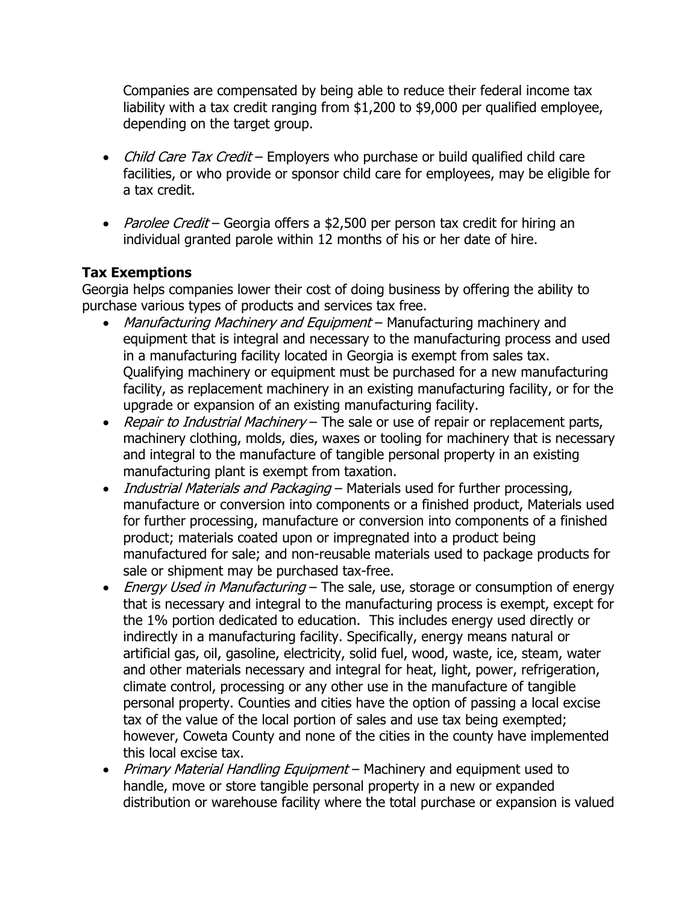Companies are compensated by being able to reduce their federal income tax liability with a tax credit ranging from $1,200 to $9,000 per qualified employee, depending on the target group.

- *Child Care Tax Credit* – Employers who purchase or build qualified child care facilities, or who provide or sponsor child care for employees, may be eligible for a tax credit.

- *Parolee Credit* – Georgia offers a $2,500 per person tax credit for hiring an individual granted parole within 12 months of his or her date of hire.

**Tax Exemptions**

Georgia helps companies lower their cost of doing business by offering the ability to purchase various types of products and services tax free.

- *Manufacturing Machinery and Equipment* – Manufacturing machinery and equipment that is integral and necessary to the manufacturing process and used in a manufacturing facility located in Georgia is exempt from sales tax. Qualifying machinery or equipment must be purchased for a new manufacturing facility, as replacement machinery in an existing manufacturing facility, or for the upgrade or expansion of an existing manufacturing facility.
- *Repair to Industrial Machinery* – The sale or use of repair or replacement parts, machinery clothing, molds, dies, waxes or tooling for machinery that is necessary and integral to the manufacture of tangible personal property in an existing manufacturing plant is exempt from taxation.
- *Industrial Materials and Packaging* – Materials used for further processing, manufacture or conversion into components or a finished product, Materials used for further processing, manufacture or conversion into components of a finished product; materials coated upon or impregnated into a product being manufactured for sale; and non-reusable materials used to package products for sale or shipment may be purchased tax-free.
- *Energy Used in Manufacturing* – The sale, use, storage or consumption of energy that is necessary and integral to the manufacturing process is exempt, except for the 1% portion dedicated to education. This includes energy used directly or indirectly in a manufacturing facility. Specifically, energy means natural or artificial gas, oil, gasoline, electricity, solid fuel, wood, waste, ice, steam, water and other materials necessary and integral for heat, light, power, refrigeration, climate control, processing or any other use in the manufacture of tangible personal property. Counties and cities have the option of passing a local excise tax of the value of the local portion of sales and use tax being exempted; however, Coweta County and none of the cities in the county have implemented this local excise tax.
- *Primary Material Handling Equipment* – Machinery and equipment used to handle, move or store tangible personal property in a new or expanded distribution or warehouse facility where the total purchase or expansion is valued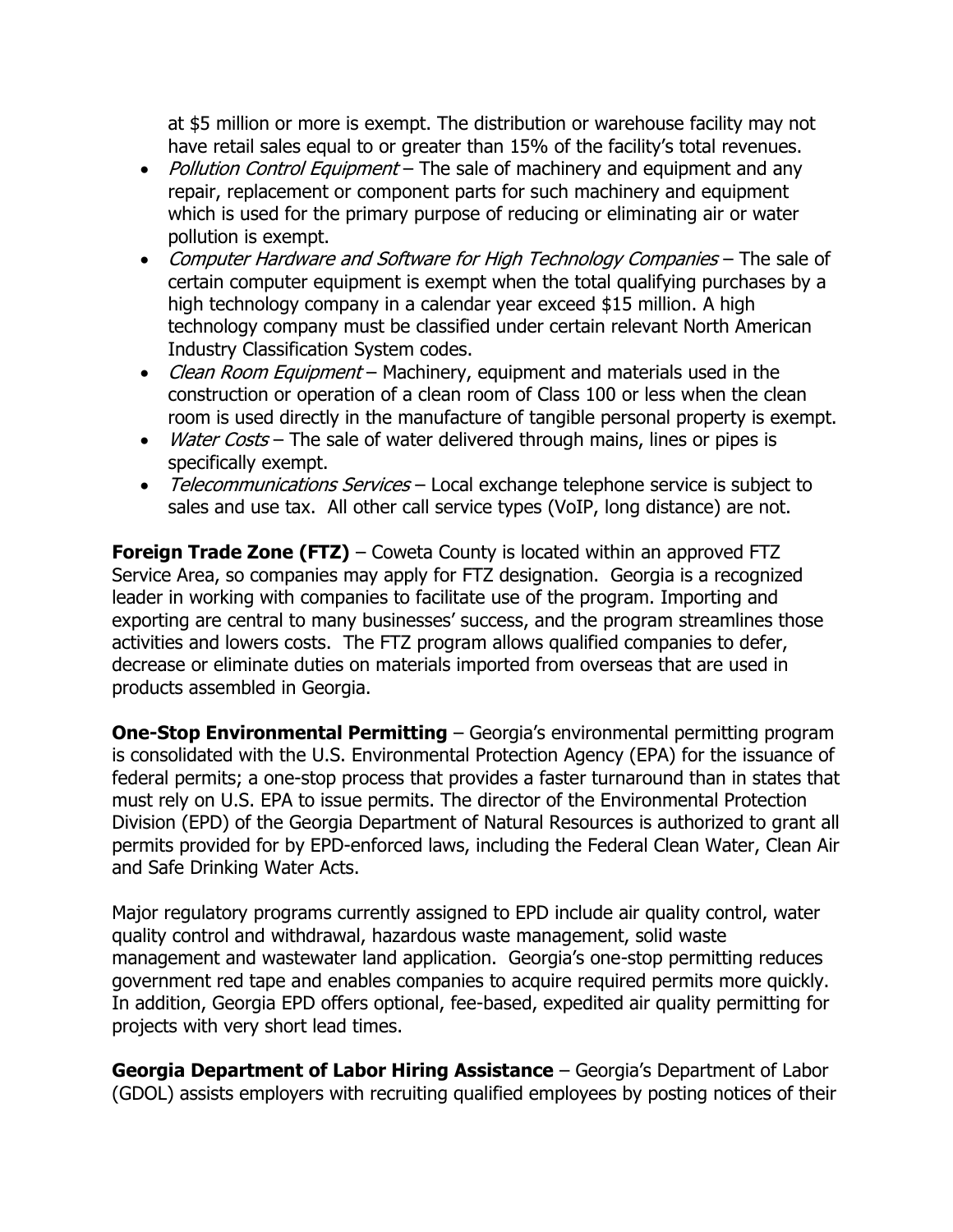at $5 million or more is exempt. The distribution or warehouse facility may not have retail sales equal to or greater than 15% of the facility's total revenues.

- *Pollution Control Equipment* – The sale of machinery and equipment and any repair, replacement or component parts for such machinery and equipment which is used for the primary purpose of reducing or eliminating air or water pollution is exempt.
- *Computer Hardware and Software for High Technology Companies* – The sale of certain computer equipment is exempt when the total qualifying purchases by a high technology company in a calendar year exceed $15 million. A high technology company must be classified under certain relevant North American Industry Classification System codes.
- *Clean Room Equipment* – Machinery, equipment and materials used in the construction or operation of a clean room of Class 100 or less when the clean room is used directly in the manufacture of tangible personal property is exempt.
- *Water Costs* – The sale of water delivered through mains, lines or pipes is specifically exempt.
- *Telecommunications Services* – Local exchange telephone service is subject to sales and use tax. All other call service types (VoIP, long distance) are not.

**Foreign Trade Zone (FTZ)** – Coweta County is located within an approved FTZ Service Area, so companies may apply for FTZ designation. Georgia is a recognized leader in working with companies to facilitate use of the program. Importing and exporting are central to many businesses' success, and the program streamlines those activities and lowers costs. The FTZ program allows qualified companies to defer, decrease or eliminate duties on materials imported from overseas that are used in products assembled in Georgia.

**One-Stop Environmental Permitting** – Georgia's environmental permitting program is consolidated with the U.S. Environmental Protection Agency (EPA) for the issuance of federal permits; a one-stop process that provides a faster turnaround than in states that must rely on U.S. EPA to issue permits. The director of the Environmental Protection Division (EPD) of the Georgia Department of Natural Resources is authorized to grant all permits provided for by EPD-enforced laws, including the Federal Clean Water, Clean Air and Safe Drinking Water Acts.

Major regulatory programs currently assigned to EPD include air quality control, water quality control and withdrawal, hazardous waste management, solid waste management and wastewater land application. Georgia's one-stop permitting reduces government red tape and enables companies to acquire required permits more quickly. In addition, Georgia EPD offers optional, fee-based, expedited air quality permitting for projects with very short lead times.

**Georgia Department of Labor Hiring Assistance** – Georgia's Department of Labor (GDOL) assists employers with recruiting qualified employees by posting notices of their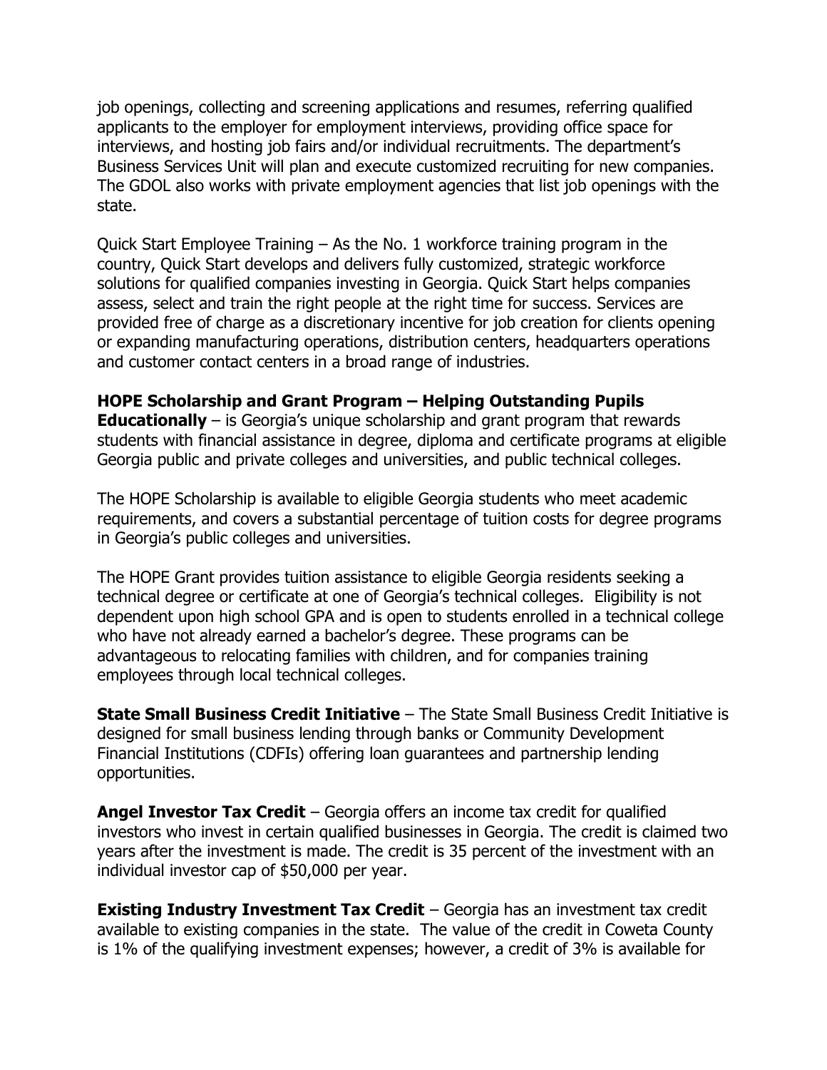job openings, collecting and screening applications and resumes, referring qualified applicants to the employer for employment interviews, providing office space for interviews, and hosting job fairs and/or individual recruitments. The department's Business Services Unit will plan and execute customized recruiting for new companies. The GDOL also works with private employment agencies that list job openings with the state.

Quick Start Employee Training – As the No. 1 workforce training program in the country, Quick Start develops and delivers fully customized, strategic workforce solutions for qualified companies investing in Georgia. Quick Start helps companies assess, select and train the right people at the right time for success. Services are provided free of charge as a discretionary incentive for job creation for clients opening or expanding manufacturing operations, distribution centers, headquarters operations and customer contact centers in a broad range of industries.

**HOPE Scholarship and Grant Program – Helping Outstanding Pupils Educationally** – is Georgia's unique scholarship and grant program that rewards students with financial assistance in degree, diploma and certificate programs at eligible Georgia public and private colleges and universities, and public technical colleges.

The HOPE Scholarship is available to eligible Georgia students who meet academic requirements, and covers a substantial percentage of tuition costs for degree programs in Georgia's public colleges and universities.

The HOPE Grant provides tuition assistance to eligible Georgia residents seeking a technical degree or certificate at one of Georgia's technical colleges. Eligibility is not dependent upon high school GPA and is open to students enrolled in a technical college who have not already earned a bachelor's degree. These programs can be advantageous to relocating families with children, and for companies training employees through local technical colleges.

**State Small Business Credit Initiative** – The State Small Business Credit Initiative is designed for small business lending through banks or Community Development Financial Institutions (CDFIs) offering loan guarantees and partnership lending opportunities.

**Angel Investor Tax Credit** – Georgia offers an income tax credit for qualified investors who invest in certain qualified businesses in Georgia. The credit is claimed two years after the investment is made. The credit is 35 percent of the investment with an individual investor cap of $50,000 per year.

**Existing Industry Investment Tax Credit** – Georgia has an investment tax credit available to existing companies in the state. The value of the credit in Coweta County is 1% of the qualifying investment expenses; however, a credit of 3% is available for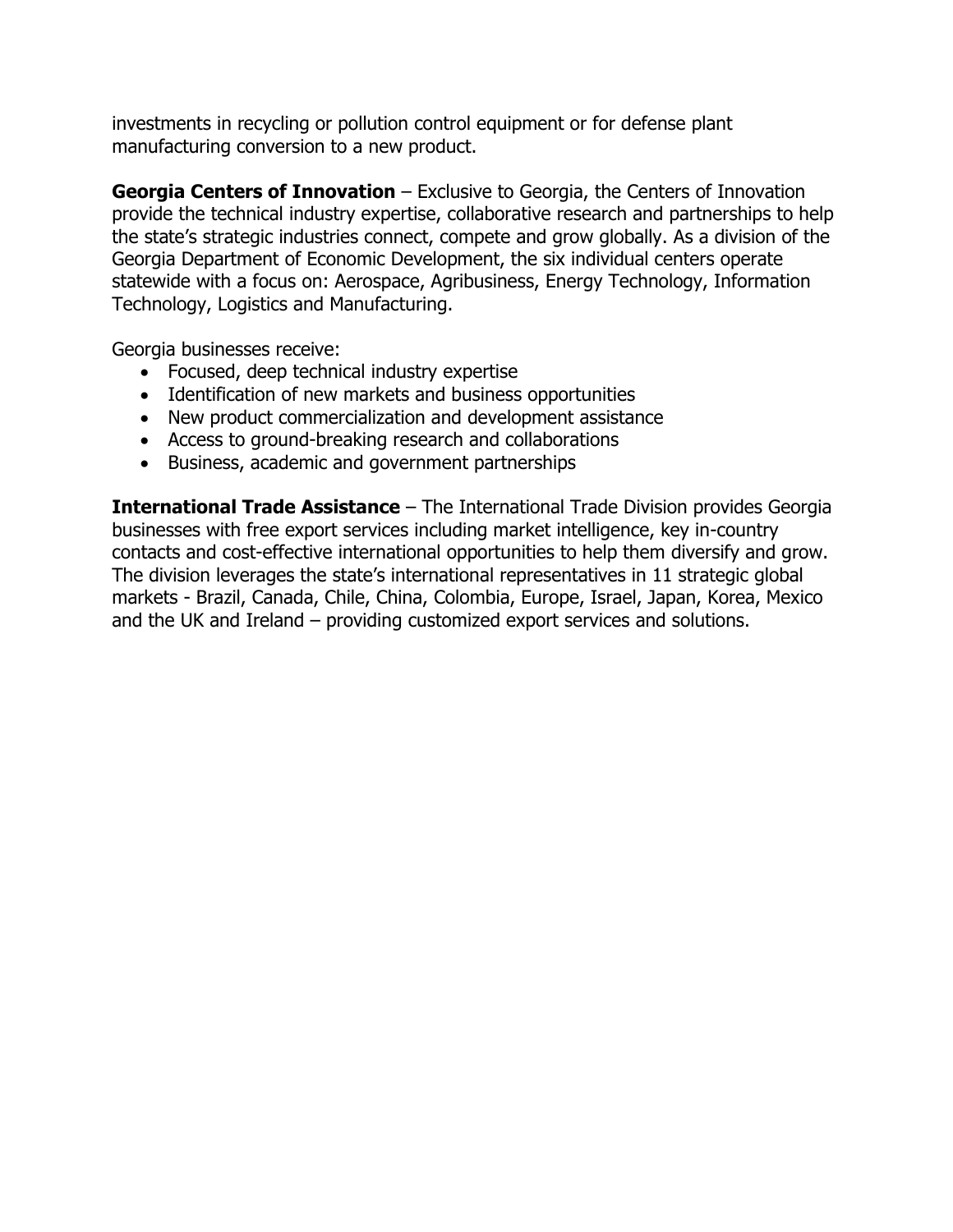investments in recycling or pollution control equipment or for defense plant manufacturing conversion to a new product.

**Georgia Centers of Innovation** – Exclusive to Georgia, the Centers of Innovation provide the technical industry expertise, collaborative research and partnerships to help the state's strategic industries connect, compete and grow globally. As a division of the Georgia Department of Economic Development, the six individual centers operate statewide with a focus on: Aerospace, Agribusiness, Energy Technology, Information Technology, Logistics and Manufacturing.

Georgia businesses receive:

- Focused, deep technical industry expertise
- Identification of new markets and business opportunities
- New product commercialization and development assistance
- Access to ground-breaking research and collaborations
- Business, academic and government partnerships

**International Trade Assistance** – The International Trade Division provides Georgia businesses with free export services including market intelligence, key in-country contacts and cost-effective international opportunities to help them diversify and grow. The division leverages the state's international representatives in 11 strategic global markets - Brazil, Canada, Chile, China, Colombia, Europe, Israel, Japan, Korea, Mexico and the UK and Ireland – providing customized export services and solutions.